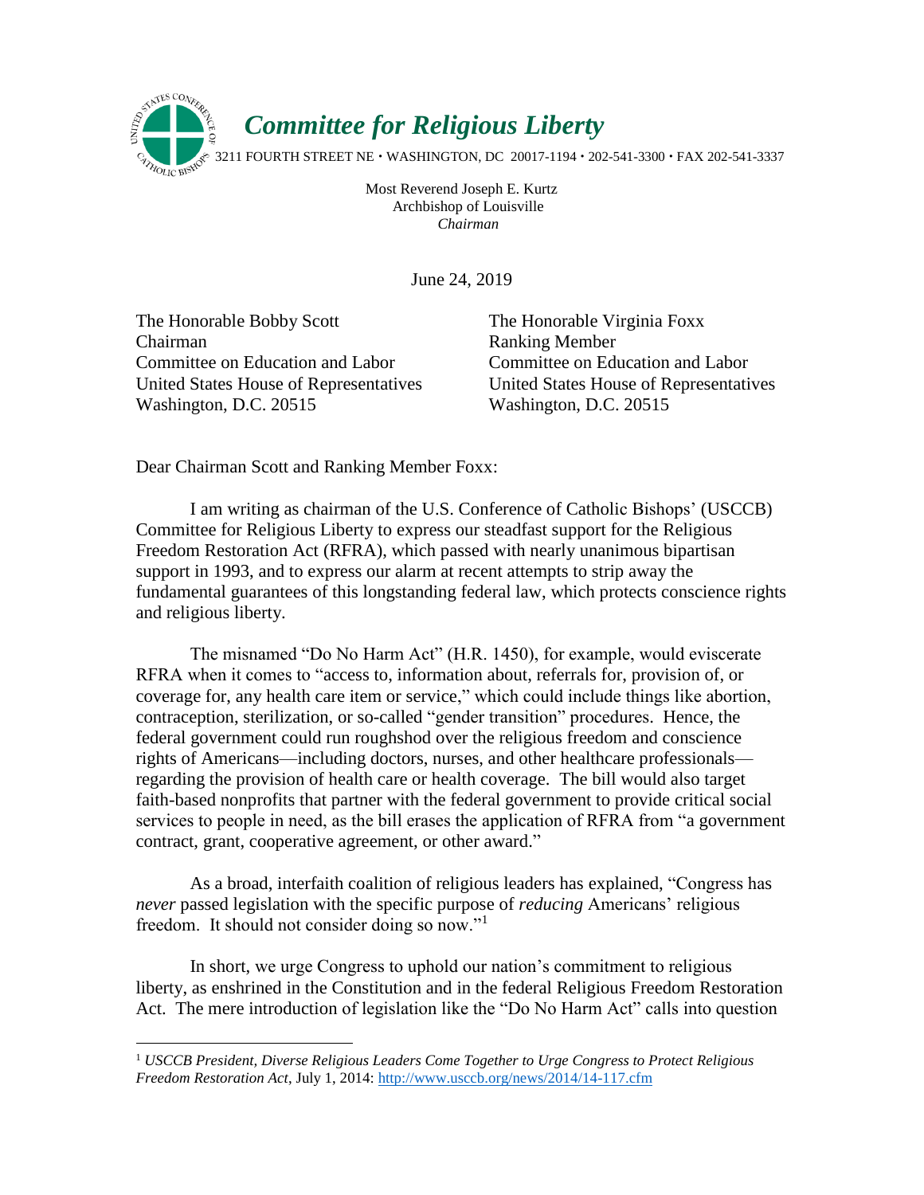# *Committee for Religious Liberty*

3211 FOURTH STREET NE • WASHINGTON, DC 20017-1194 • 202-541-3300 • FAX 202-541-3337

Most Reverend Joseph E. Kurtz
Archbishop of Louisville
*Chairman*

June 24, 2019

The Honorable Bobby Scott
Chairman
Committee on Education and Labor
United States House of Representatives
Washington, D.C. 20515

The Honorable Virginia Foxx
Ranking Member
Committee on Education and Labor
United States House of Representatives
Washington, D.C. 20515

Dear Chairman Scott and Ranking Member Foxx:

I am writing as chairman of the U.S. Conference of Catholic Bishops' (USCCB) Committee for Religious Liberty to express our steadfast support for the Religious Freedom Restoration Act (RFRA), which passed with nearly unanimous bipartisan support in 1993, and to express our alarm at recent attempts to strip away the fundamental guarantees of this longstanding federal law, which protects conscience rights and religious liberty.

The misnamed "Do No Harm Act" (H.R. 1450), for example, would eviscerate RFRA when it comes to "access to, information about, referrals for, provision of, or coverage for, any health care item or service," which could include things like abortion, contraception, sterilization, or so-called "gender transition" procedures. Hence, the federal government could run roughshod over the religious freedom and conscience rights of Americans—including doctors, nurses, and other healthcare professionals—regarding the provision of health care or health coverage. The bill would also target faith-based nonprofits that partner with the federal government to provide critical social services to people in need, as the bill erases the application of RFRA from "a government contract, grant, cooperative agreement, or other award."

As a broad, interfaith coalition of religious leaders has explained, "Congress has *never* passed legislation with the specific purpose of *reducing* Americans' religious freedom. It should not consider doing so now."[1]

In short, we urge Congress to uphold our nation's commitment to religious liberty, as enshrined in the Constitution and in the federal Religious Freedom Restoration Act. The mere introduction of legislation like the "Do No Harm Act" calls into question

---

[1] *USCCB President, Diverse Religious Leaders Come Together to Urge Congress to Protect Religious Freedom Restoration Act*, July 1, 2014: http://www.usccb.org/news/2014/14-117.cfm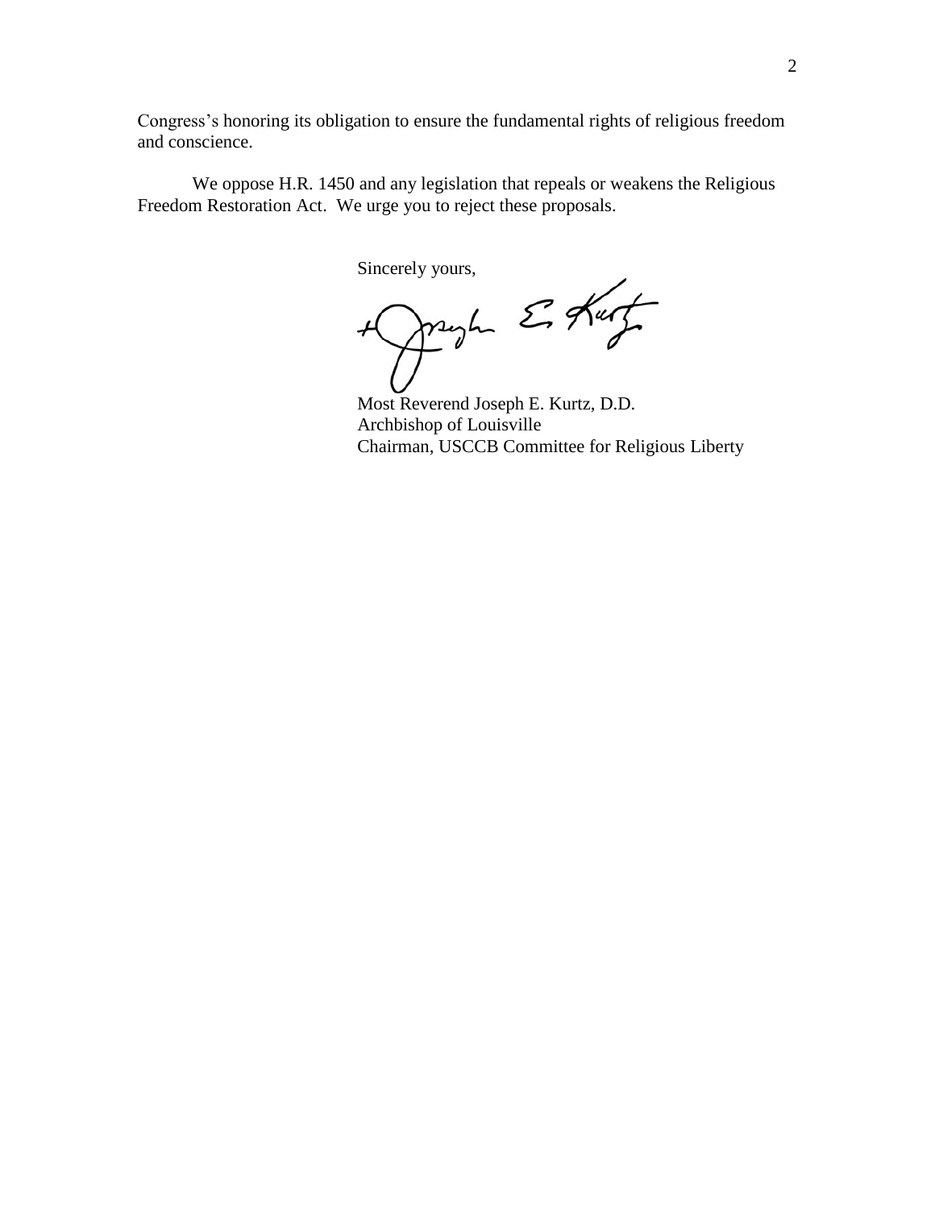Congress's honoring its obligation to ensure the fundamental rights of religious freedom and conscience.

We oppose H.R. 1450 and any legislation that repeals or weakens the Religious Freedom Restoration Act. We urge you to reject these proposals.

Sincerely yours,

+Joseph E. Kurtz

Most Reverend Joseph E. Kurtz, D.D.
Archbishop of Louisville
Chairman, USCCB Committee for Religious Liberty